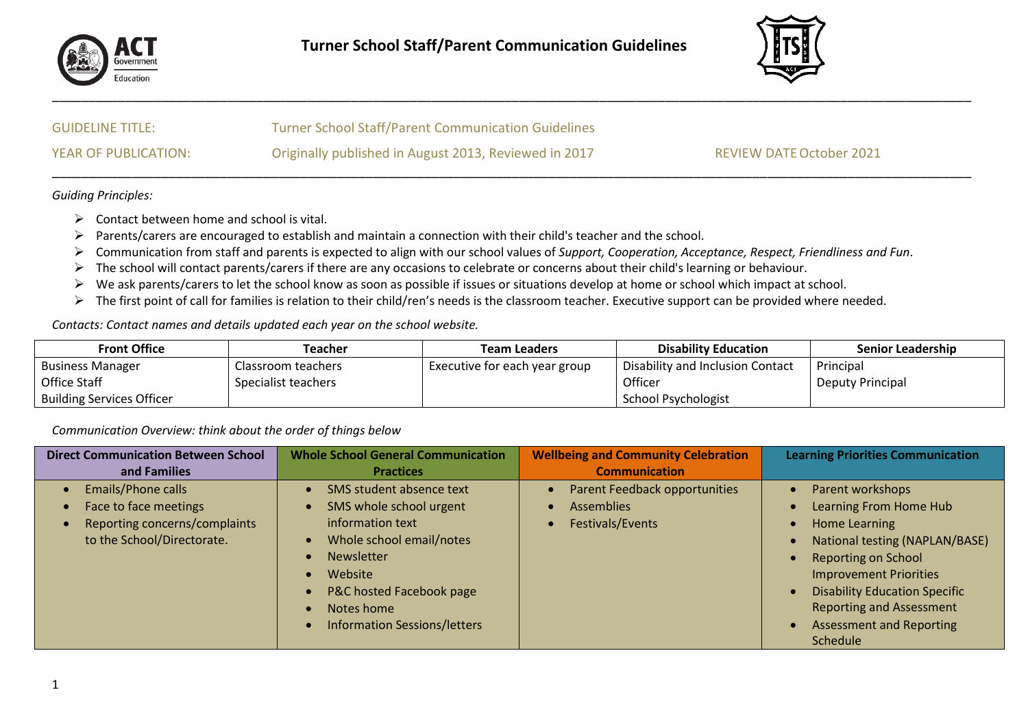# Turner School Staff/Parent Communication Guidelines

GUIDELINE TITLE: Turner School Staff/Parent Communication Guidelines

YEAR OF PUBLICATION: Originally published in August 2013, Reviewed in 2017 REVIEW DATE October 2021

*Guiding Principles:*

- Contact between home and school is vital.
- Parents/carers are encouraged to establish and maintain a connection with their child's teacher and the school.
- Communication from staff and parents is expected to align with our school values of *Support, Cooperation, Acceptance, Respect, Friendliness and Fun*.
- The school will contact parents/carers if there are any occasions to celebrate or concerns about their child's learning or behaviour.
- We ask parents/carers to let the school know as soon as possible if issues or situations develop at home or school which impact at school.
- The first point of call for families is relation to their child/ren's needs is the classroom teacher. Executive support can be provided where needed.

*Contacts: Contact names and details updated each year on the school website.*

| Front Office | Teacher | Team Leaders | Disability Education | Senior Leadership |
|---|---|---|---|---|
| Business Manager<br>Office Staff<br>Building Services Officer | Classroom teachers<br>Specialist teachers | Executive for each year group | Disability and Inclusion Contact Officer<br>School Psychologist | Principal<br>Deputy Principal |

*Communication Overview: think about the order of things below*

| Direct Communication Between School and Families | Whole School General Communication Practices | Wellbeing and Community Celebration Communication | Learning Priorities Communication |
|---|---|---|---|
| • Emails/Phone calls<br>• Face to face meetings<br>• Reporting concerns/complaints to the School/Directorate. | • SMS student absence text<br>• SMS whole school urgent information text<br>• Whole school email/notes<br>• Newsletter<br>• Website<br>• P&C hosted Facebook page<br>• Notes home<br>• Information Sessions/letters | • Parent Feedback opportunities<br>• Assemblies<br>• Festivals/Events | • Parent workshops<br>• Learning From Home Hub<br>• Home Learning<br>• National testing (NAPLAN/BASE)<br>• Reporting on School Improvement Priorities<br>• Disability Education Specific Reporting and Assessment<br>• Assessment and Reporting Schedule |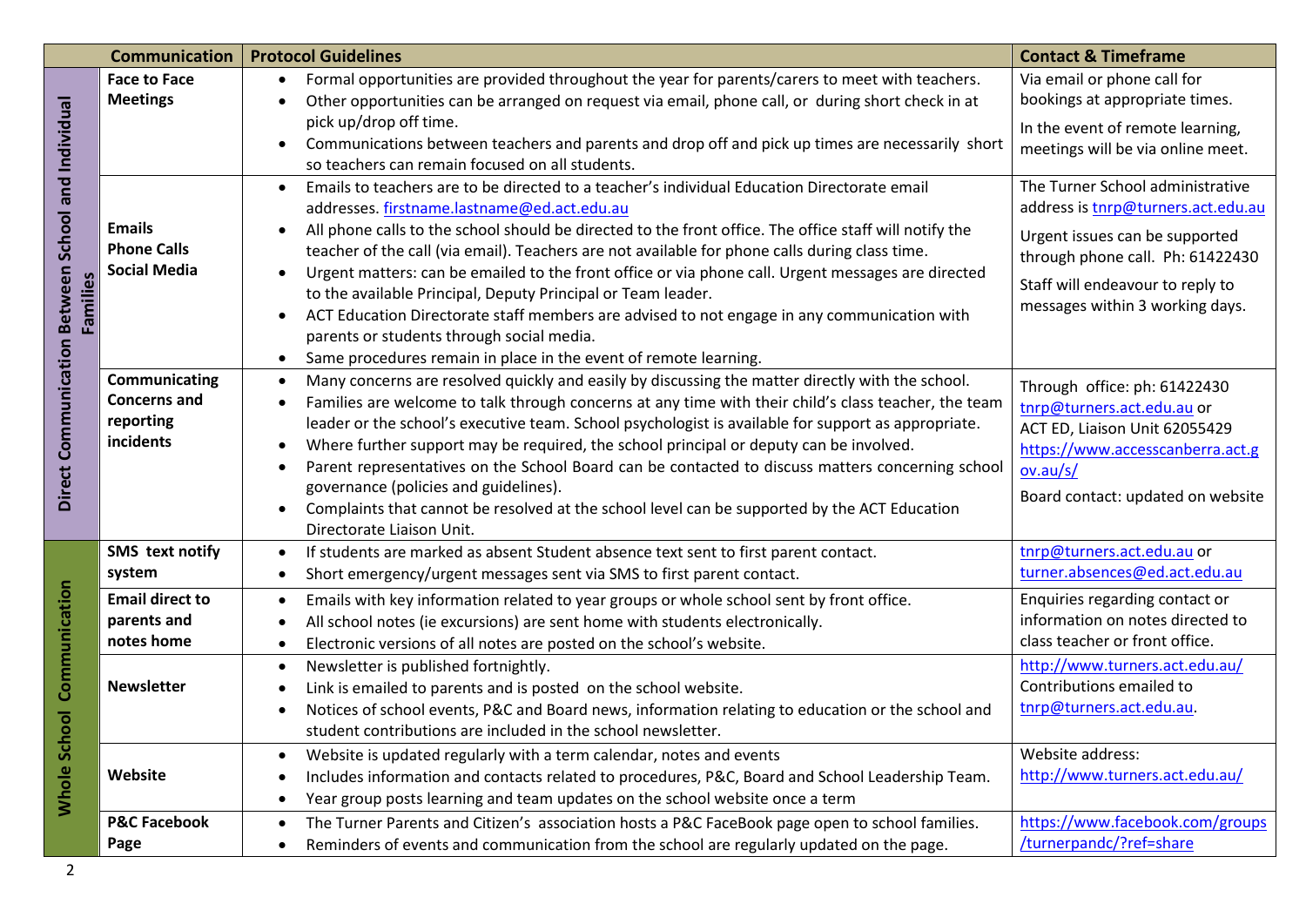| | Communication | Protocol Guidelines | Contact & Timeframe |
|---|---|---|---|
| Direct Communication Between School and Individual Families | **Face to Face Meetings** | • Formal opportunities are provided throughout the year for parents/carers to meet with teachers.<br>• Other opportunities can be arranged on request via email, phone call, or during short check in at pick up/drop off time.<br>• Communications between teachers and parents and drop off and pick up times are necessarily short so teachers can remain focused on all students. | Via email or phone call for bookings at appropriate times.<br>In the event of remote learning, meetings will be via online meet. |
| | **Emails**<br>**Phone Calls**<br>**Social Media** | • Emails to teachers are to be directed to a teacher's individual Education Directorate email addresses. firstname.lastname@ed.act.edu.au<br>• All phone calls to the school should be directed to the front office. The office staff will notify the teacher of the call (via email). Teachers are not available for phone calls during class time.<br>• Urgent matters: can be emailed to the front office or via phone call. Urgent messages are directed to the available Principal, Deputy Principal or Team leader.<br>• ACT Education Directorate staff members are advised to not engage in any communication with parents or students through social media.<br>• Same procedures remain in place in the event of remote learning. | The Turner School administrative address is tnrp@turners.act.edu.au<br>Urgent issues can be supported through phone call. Ph: 61422430<br>Staff will endeavour to reply to messages within 3 working days. |
| | **Communicating Concerns and reporting incidents** | • Many concerns are resolved quickly and easily by discussing the matter directly with the school.<br>• Families are welcome to talk through concerns at any time with their child's class teacher, the team leader or the school's executive team. School psychologist is available for support as appropriate.<br>• Where further support may be required, the school principal or deputy can be involved.<br>• Parent representatives on the School Board can be contacted to discuss matters concerning school governance (policies and guidelines).<br>• Complaints that cannot be resolved at the school level can be supported by the ACT Education Directorate Liaison Unit. | Through office: ph: 61422430 tnrp@turners.act.edu.au or<br>ACT ED, Liaison Unit 62055429 https://www.accesscanberra.act.gov.au/s/<br>Board contact: updated on website |
| Whole School Communication | **SMS text notify system** | • If students are marked as absent Student absence text sent to first parent contact.<br>• Short emergency/urgent messages sent via SMS to first parent contact. | tnrp@turners.act.edu.au or turner.absences@ed.act.edu.au |
| | **Email direct to parents and notes home** | • Emails with key information related to year groups or whole school sent by front office.<br>• All school notes (ie excursions) are sent home with students electronically.<br>• Electronic versions of all notes are posted on the school's website. | Enquiries regarding contact or information on notes directed to class teacher or front office. |
| | **Newsletter** | • Newsletter is published fortnightly.<br>• Link is emailed to parents and is posted on the school website.<br>• Notices of school events, P&C and Board news, information relating to education or the school and student contributions are included in the school newsletter. | http://www.turners.act.edu.au/<br>Contributions emailed to tnrp@turners.act.edu.au. |
| | **Website** | • Website is updated regularly with a term calendar, notes and events<br>• Includes information and contacts related to procedures, P&C, Board and School Leadership Team.<br>• Year group posts learning and team updates on the school website once a term | Website address: http://www.turners.act.edu.au/ |
| | **P&C Facebook Page** | • The Turner Parents and Citizen's association hosts a P&C FaceBook page open to school families.<br>• Reminders of events and communication from the school are regularly updated on the page. | https://www.facebook.com/groups/turnerpandc/?ref=share |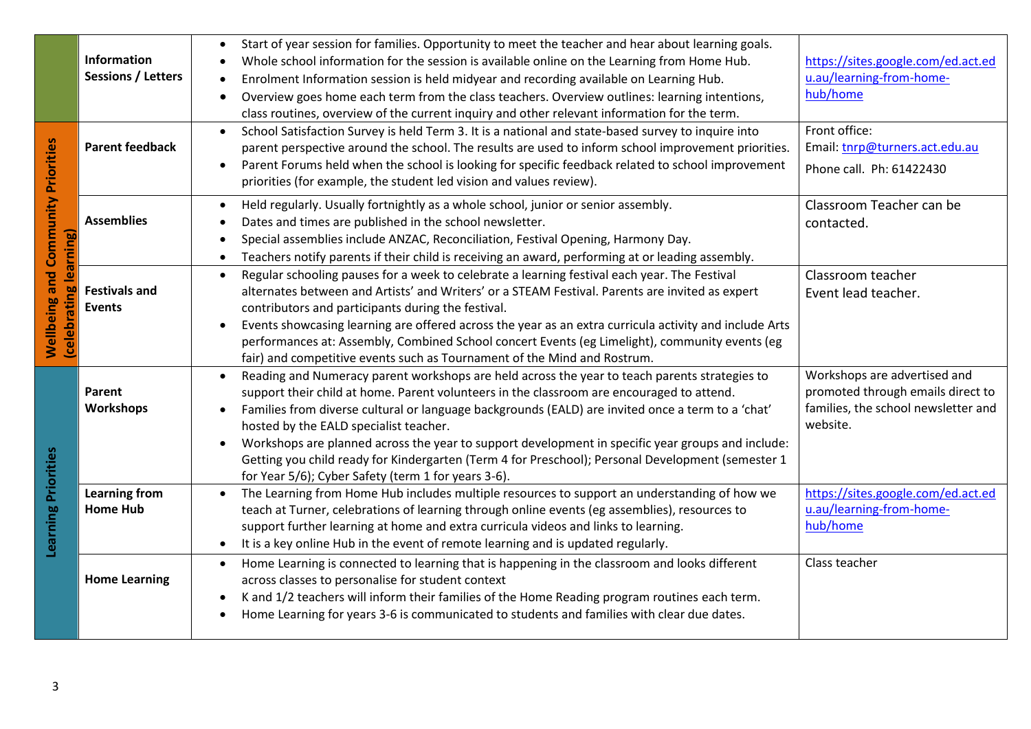| Category | Area | Details | Contact |
|---|---|---|---|
| | **Information Sessions / Letters** | • Start of year session for families. Opportunity to meet the teacher and hear about learning goals.<br>• Whole school information for the session is available online on the Learning from Home Hub.<br>• Enrolment Information session is held midyear and recording available on Learning Hub.<br>• Overview goes home each term from the class teachers. Overview outlines: learning intentions, class routines, overview of the current inquiry and other relevant information for the term. | https://sites.google.com/ed.act.edu.au/learning-from-home-hub/home |
| **Wellbeing and Community Priorities (celebrating learning)** | **Parent feedback** | • School Satisfaction Survey is held Term 3. It is a national and state-based survey to inquire into parent perspective around the school. The results are used to inform school improvement priorities.<br>• Parent Forums held when the school is looking for specific feedback related to school improvement priorities (for example, the student led vision and values review). | Front office:<br>Email: tnrp@turners.act.edu.au<br>Phone call. Ph: 61422430 |
| | **Assemblies** | • Held regularly. Usually fortnightly as a whole school, junior or senior assembly.<br>• Dates and times are published in the school newsletter.<br>• Special assemblies include ANZAC, Reconciliation, Festival Opening, Harmony Day.<br>• Teachers notify parents if their child is receiving an award, performing at or leading assembly. | Classroom Teacher can be contacted. |
| | **Festivals and Events** | • Regular schooling pauses for a week to celebrate a learning festival each year. The Festival alternates between and Artists' and Writers' or a STEAM Festival. Parents are invited as expert contributors and participants during the festival.<br>• Events showcasing learning are offered across the year as an extra curricula activity and include Arts performances at: Assembly, Combined School concert Events (eg Limelight), community events (eg fair) and competitive events such as Tournament of the Mind and Rostrum. | Classroom teacher<br>Event lead teacher. |
| **Learning Priorities** | **Parent Workshops** | • Reading and Numeracy parent workshops are held across the year to teach parents strategies to support their child at home. Parent volunteers in the classroom are encouraged to attend.<br>• Families from diverse cultural or language backgrounds (EALD) are invited once a term to a 'chat' hosted by the EALD specialist teacher.<br>• Workshops are planned across the year to support development in specific year groups and include: Getting you child ready for Kindergarten (Term 4 for Preschool); Personal Development (semester 1 for Year 5/6); Cyber Safety (term 1 for years 3-6). | Workshops are advertised and promoted through emails direct to families, the school newsletter and website. |
| | **Learning from Home Hub** | • The Learning from Home Hub includes multiple resources to support an understanding of how we teach at Turner, celebrations of learning through online events (eg assemblies), resources to support further learning at home and extra curricula videos and links to learning.<br>• It is a key online Hub in the event of remote learning and is updated regularly. | https://sites.google.com/ed.act.edu.au/learning-from-home-hub/home |
| | **Home Learning** | • Home Learning is connected to learning that is happening in the classroom and looks different across classes to personalise for student context<br>• K and 1/2 teachers will inform their families of the Home Reading program routines each term.<br>• Home Learning for years 3-6 is communicated to students and families with clear due dates. | Class teacher |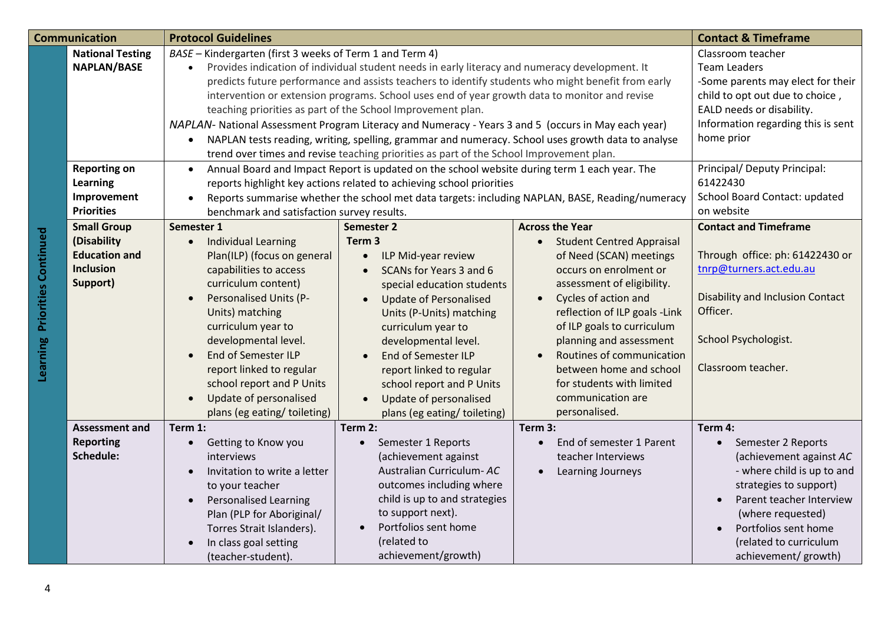| Communication | | Protocol Guidelines | | | Contact & Timeframe |
|---|---|---|---|---|---|
| Learning Priorities Continued | **National Testing NAPLAN/BASE** | *BASE* – Kindergarten (first 3 weeks of Term 1 and Term 4)<br>• Provides indication of individual student needs in early literacy and numeracy development. It predicts future performance and assists teachers to identify students who might benefit from early intervention or extension programs. School uses end of year growth data to monitor and revise teaching priorities as part of the School Improvement plan.<br>*NAPLAN*- National Assessment Program Literacy and Numeracy - Years 3 and 5 (occurs in May each year)<br>• NAPLAN tests reading, writing, spelling, grammar and numeracy. School uses growth data to analyse trend over times and revise teaching priorities as part of the School Improvement plan. | | | Classroom teacher<br>Team Leaders<br>-Some parents may elect for their child to opt out due to choice , EALD needs or disability. Information regarding this is sent home prior |
| | **Reporting on Learning Improvement Priorities** | • Annual Board and Impact Report is updated on the school website during term 1 each year. The reports highlight key actions related to achieving school priorities<br>• Reports summarise whether the school met data targets: including NAPLAN, BASE, Reading/numeracy benchmark and satisfaction survey results. | | | Principal/ Deputy Principal: 61422430<br>School Board Contact: updated on website |
| | **Small Group (Disability Education and Inclusion Support)** | **Semester 1**<br>• Individual Learning Plan(ILP) (focus on general capabilities to access curriculum content)<br>• Personalised Units (P-Units) matching curriculum year to developmental level.<br>• End of Semester ILP report linked to regular school report and P Units<br>• Update of personalised plans (eg eating/ toileting) | **Semester 2**<br>**Term 3**<br>• ILP Mid-year review<br>• SCANs for Years 3 and 6 special education students<br>• Update of Personalised Units (P-Units) matching curriculum year to developmental level.<br>• End of Semester ILP report linked to regular school report and P Units<br>• Update of personalised plans (eg eating/ toileting) | **Across the Year**<br>• Student Centred Appraisal of Need (SCAN) meetings occurs on enrolment or assessment of eligibility.<br>• Cycles of action and reflection of ILP goals -Link of ILP goals to curriculum planning and assessment<br>• Routines of communication between home and school for students with limited communication are personalised. | **Contact and Timeframe**<br>Through office: ph: 61422430 or tnrp@turners.act.edu.au<br>Disability and Inclusion Contact Officer.<br>School Psychologist.<br>Classroom teacher. |
| | **Assessment and Reporting Schedule:** | **Term 1:**<br>• Getting to Know you interviews<br>• Invitation to write a letter to your teacher<br>• Personalised Learning Plan (PLP for Aboriginal/ Torres Strait Islanders).<br>• In class goal setting (teacher-student). | **Term 2:**<br>• Semester 1 Reports (achievement against Australian Curriculum- *AC* outcomes including where child is up to and strategies to support next).<br>• Portfolios sent home (related to achievement/growth) | **Term 3:**<br>• End of semester 1 Parent teacher Interviews<br>• Learning Journeys | **Term 4:**<br>• Semester 2 Reports (achievement against *AC* - where child is up to and strategies to support)<br>• Parent teacher Interview (where requested)<br>• Portfolios sent home (related to curriculum achievement/ growth) |